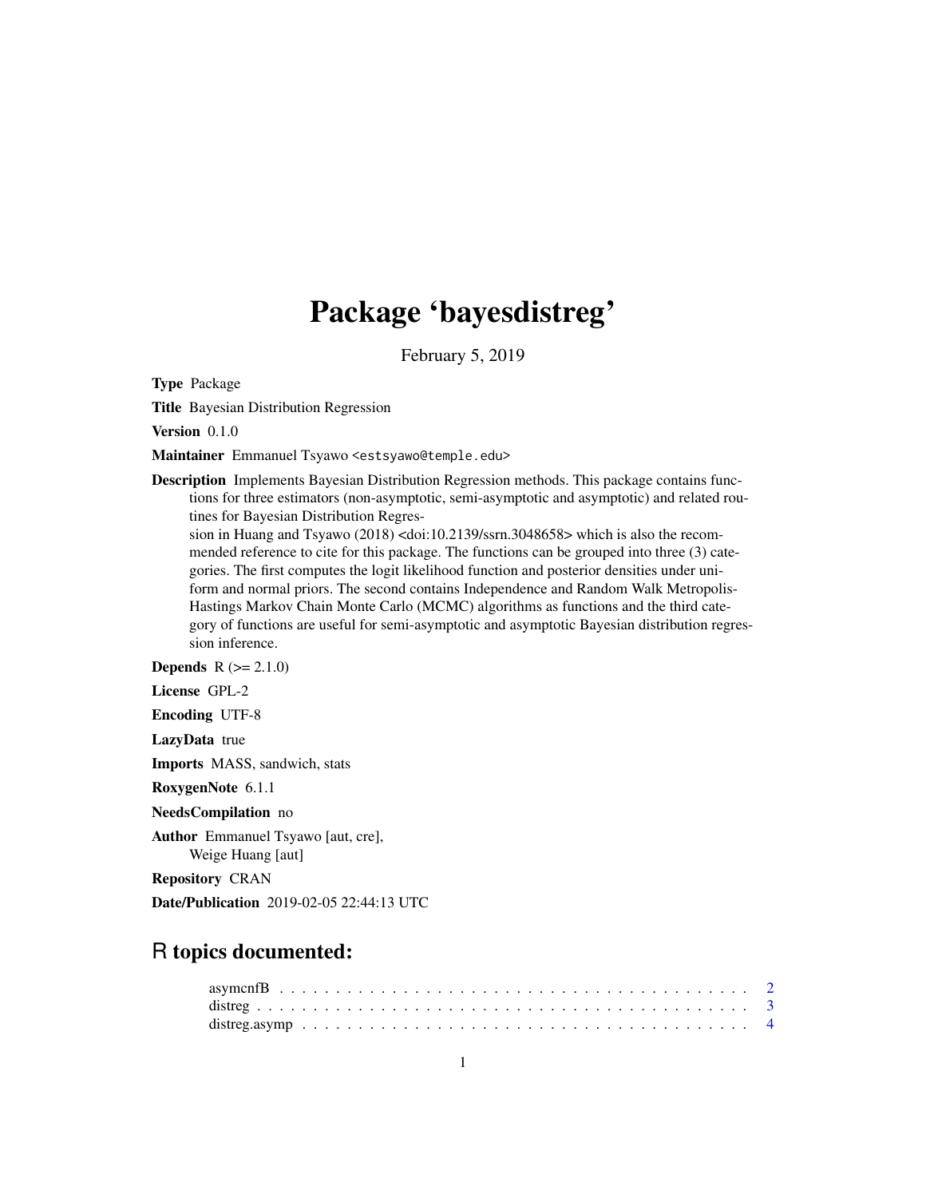# Package 'bayesdistreg'

February 5, 2019

**Type** Package

**Title** Bayesian Distribution Regression

**Version** 0.1.0

**Maintainer** Emmanuel Tsyawo <estsyawo@temple.edu>

**Description** Implements Bayesian Distribution Regression methods. This package contains functions for three estimators (non-asymptotic, semi-asymptotic and asymptotic) and related routines for Bayesian Distribution Regression in Huang and Tsyawo (2018) <doi:10.2139/ssrn.3048658> which is also the recommended reference to cite for this package. The functions can be grouped into three (3) categories. The first computes the logit likelihood function and posterior densities under uniform and normal priors. The second contains Independence and Random Walk Metropolis-Hastings Markov Chain Monte Carlo (MCMC) algorithms as functions and the third category of functions are useful for semi-asymptotic and asymptotic Bayesian distribution regression inference.

**Depends** R (>= 2.1.0)

**License** GPL-2

**Encoding** UTF-8

**LazyData** true

**Imports** MASS, sandwich, stats

**RoxygenNote** 6.1.1

**NeedsCompilation** no

**Author** Emmanuel Tsyawo [aut, cre],
Weige Huang [aut]

**Repository** CRAN

**Date/Publication** 2019-02-05 22:44:13 UTC

## R topics documented:

asymcnfB . . . . . . . . . . . . . . . . . . . . . . . . . . . . . . . . . . . . . . . . . . 2
distreg . . . . . . . . . . . . . . . . . . . . . . . . . . . . . . . . . . . . . . . . . . . 3
distreg.asymp . . . . . . . . . . . . . . . . . . . . . . . . . . . . . . . . . . . . . . . . 4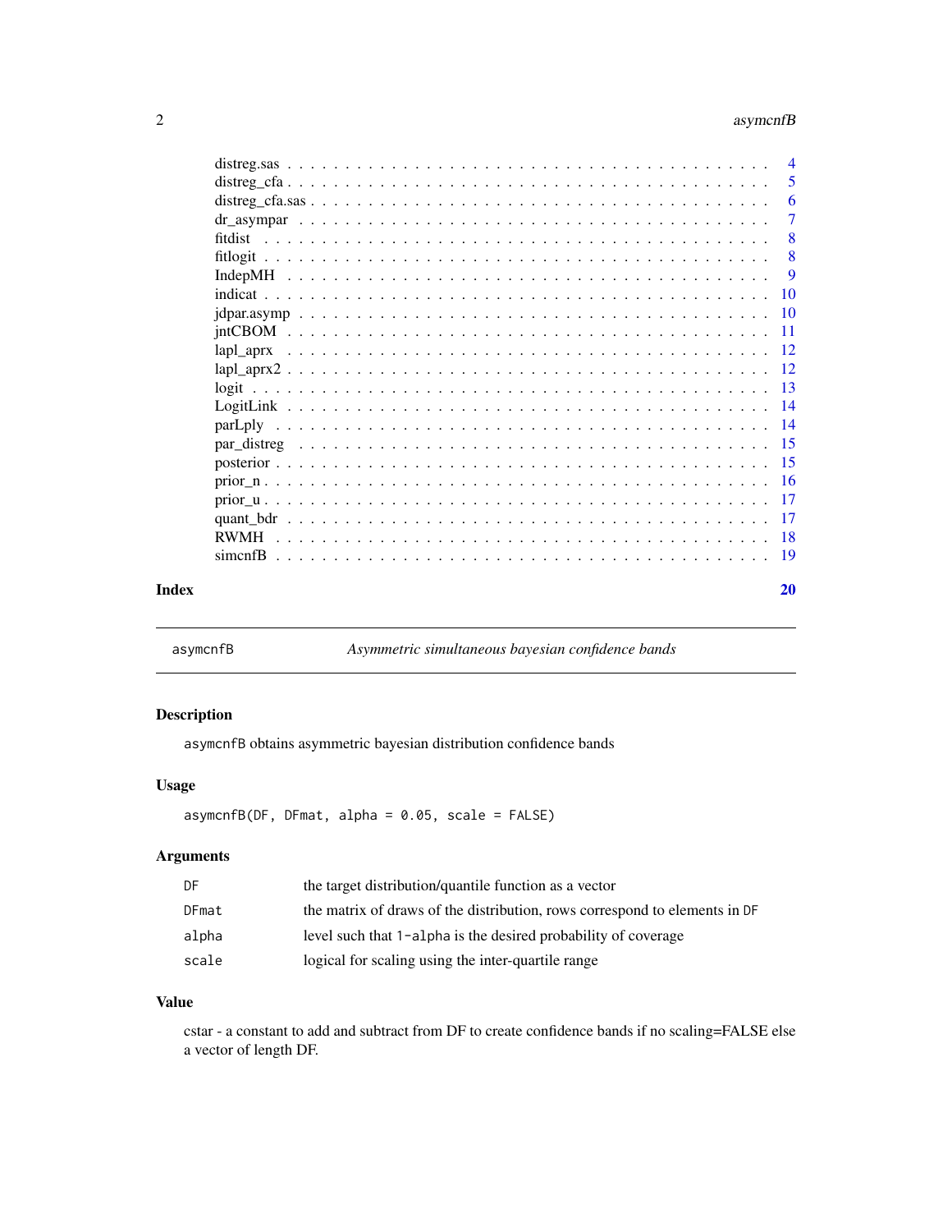| | |
|---|---|
| distreg.sas | 4 |
| distreg_cfa | 5 |
| distreg_cfa.sas | 6 |
| dr_asympar | 7 |
| fitdist | 8 |
| fitlogit | 8 |
| IndepMH | 9 |
| indicat | 10 |
| jdpar.asymp | 10 |
| jntCBOM | 11 |
| lapl_aprx | 12 |
| lapl_aprx2 | 12 |
| logit | 13 |
| LogitLink | 14 |
| parLply | 14 |
| par_distreg | 15 |
| posterior | 15 |
| prior_n | 16 |
| prior_u | 17 |
| quant_bdr | 17 |
| RWMH | 18 |
| simcnfB | 19 |

**Index** **20**

---

## asymcnfB — *Asymmetric simultaneous bayesian confidence bands*

### Description

asymcnfB obtains asymmetric bayesian distribution confidence bands

### Usage

```
asymcnfB(DF, DFmat, alpha = 0.05, scale = FALSE)
```

### Arguments

| | |
|---|---|
| DF | the target distribution/quantile function as a vector |
| DFmat | the matrix of draws of the distribution, rows correspond to elements in DF |
| alpha | level such that 1-alpha is the desired probability of coverage |
| scale | logical for scaling using the inter-quartile range |

### Value

cstar - a constant to add and subtract from DF to create confidence bands if no scaling=FALSE else a vector of length DF.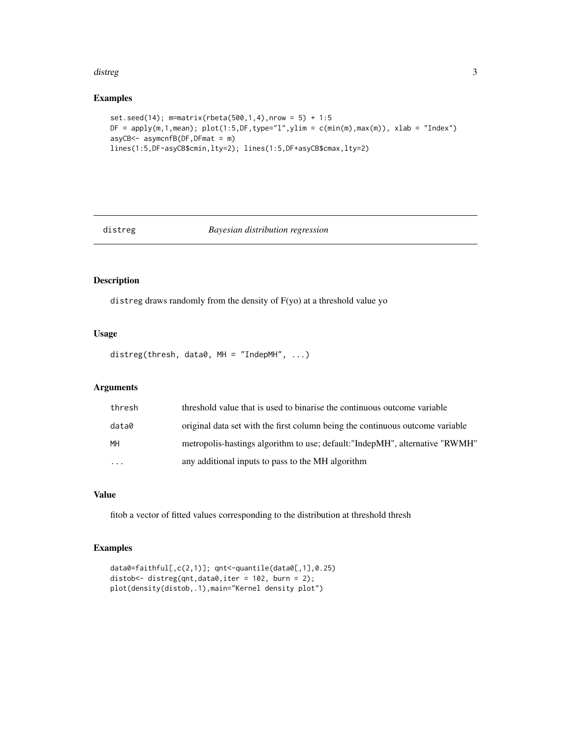## Examples

```
set.seed(14); m=matrix(rbeta(500,1,4),nrow = 5) + 1:5
DF = apply(m,1,mean); plot(1:5,DF,type="l",ylim = c(min(m),max(m)), xlab = "Index")
asyCB<- asymcnfB(DF,DFmat = m)
lines(1:5,DF-asyCB$cmin,lty=2); lines(1:5,DF+asyCB$cmax,lty=2)
```

---

# distreg *Bayesian distribution regression*

---

## Description

distreg draws randomly from the density of F(yo) at a threshold value yo

## Usage

```
distreg(thresh, data0, MH = "IndepMH", ...)
```

## Arguments

| | |
|---|---|
| thresh | threshold value that is used to binarise the continuous outcome variable |
| data0 | original data set with the first column being the continuous outcome variable |
| MH | metropolis-hastings algorithm to use; default:"IndepMH", alternative "RWMH" |
| ... | any additional inputs to pass to the MH algorithm |

## Value

fitob a vector of fitted values corresponding to the distribution at threshold thresh

## Examples

```
data0=faithful[,c(2,1)]; qnt<-quantile(data0[,1],0.25)
distob<- distreg(qnt,data0,iter = 102, burn = 2);
plot(density(distob,.1),main="Kernel density plot")
```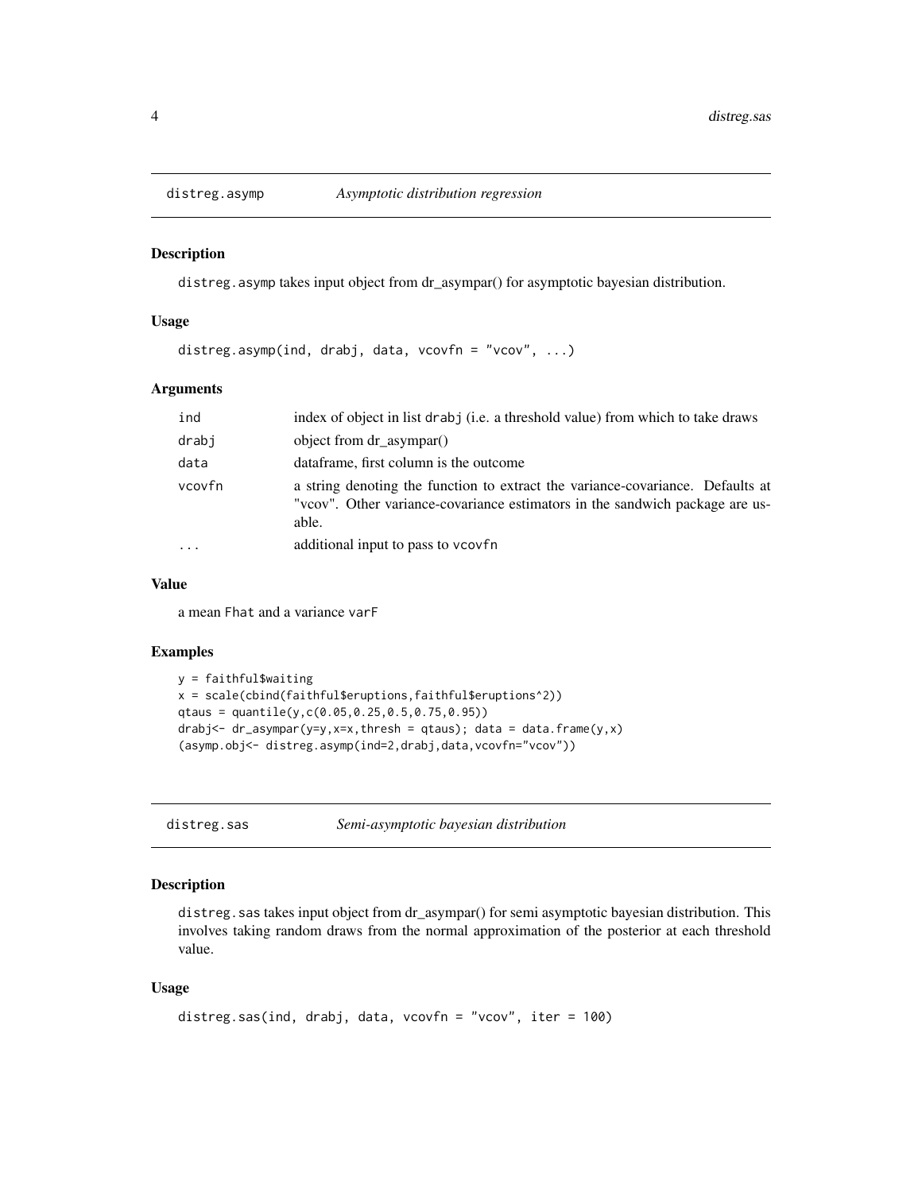## distreg.asymp — *Asymptotic distribution regression*

### Description

distreg.asymp takes input object from dr_asympar() for asymptotic bayesian distribution.

### Usage

```
distreg.asymp(ind, drabj, data, vcovfn = "vcov", ...)
```

### Arguments

| | |
|---|---|
| ind | index of object in list drabj (i.e. a threshold value) from which to take draws |
| drabj | object from dr_asympar() |
| data | dataframe, first column is the outcome |
| vcovfn | a string denoting the function to extract the variance-covariance. Defaults at "vcov". Other variance-covariance estimators in the sandwich package are usable. |
| ... | additional input to pass to vcovfn |

### Value

a mean Fhat and a variance varF

### Examples

```
y = faithful$waiting
x = scale(cbind(faithful$eruptions,faithful$eruptions^2))
qtaus = quantile(y,c(0.05,0.25,0.5,0.75,0.95))
drabj<- dr_asympar(y=y,x=x,thresh = qtaus); data = data.frame(y,x)
(asymp.obj<- distreg.asymp(ind=2,drabj,data,vcovfn="vcov"))
```

## distreg.sas — *Semi-asymptotic bayesian distribution*

### Description

distreg.sas takes input object from dr_asympar() for semi asymptotic bayesian distribution. This involves taking random draws from the normal approximation of the posterior at each threshold value.

### Usage

```
distreg.sas(ind, drabj, data, vcovfn = "vcov", iter = 100)
```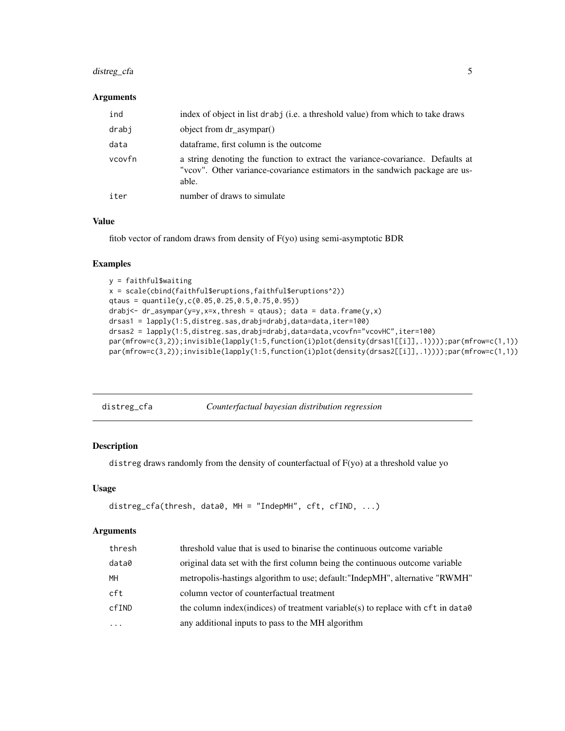### Arguments

| | |
|---|---|
| ind | index of object in list drabj (i.e. a threshold value) from which to take draws |
| drabj | object from dr_asympar() |
| data | dataframe, first column is the outcome |
| vcovfn | a string denoting the function to extract the variance-covariance. Defaults at "vcov". Other variance-covariance estimators in the sandwich package are usable. |
| iter | number of draws to simulate |

### Value

fitob vector of random draws from density of F(yo) using semi-asymptotic BDR

### Examples

```
y = faithful$waiting
x = scale(cbind(faithful$eruptions,faithful$eruptions^2))
qtaus = quantile(y,c(0.05,0.25,0.5,0.75,0.95))
drabj<- dr_asympar(y=y,x=x,thresh = qtaus); data = data.frame(y,x)
drsas1 = lapply(1:5,distreg.sas,drabj=drabj,data=data,iter=100)
drsas2 = lapply(1:5,distreg.sas,drabj=drabj,data=data,vcovfn="vcovHC",iter=100)
par(mfrow=c(3,2));invisible(lapply(1:5,function(i)plot(density(drsas1[[i]],.1))));par(mfrow=c(1,1))
par(mfrow=c(3,2));invisible(lapply(1:5,function(i)plot(density(drsas2[[i]],.1))));par(mfrow=c(1,1))
```

---

## distreg_cfa *Counterfactual bayesian distribution regression*

### Description

distreg draws randomly from the density of counterfactual of F(yo) at a threshold value yo

### Usage

```
distreg_cfa(thresh, data0, MH = "IndepMH", cft, cfIND, ...)
```

### Arguments

| | |
|---|---|
| thresh | threshold value that is used to binarise the continuous outcome variable |
| data0 | original data set with the first column being the continuous outcome variable |
| MH | metropolis-hastings algorithm to use; default:"IndepMH", alternative "RWMH" |
| cft | column vector of counterfactual treatment |
| cfIND | the column index(indices) of treatment variable(s) to replace with cft in data0 |
| ... | any additional inputs to pass to the MH algorithm |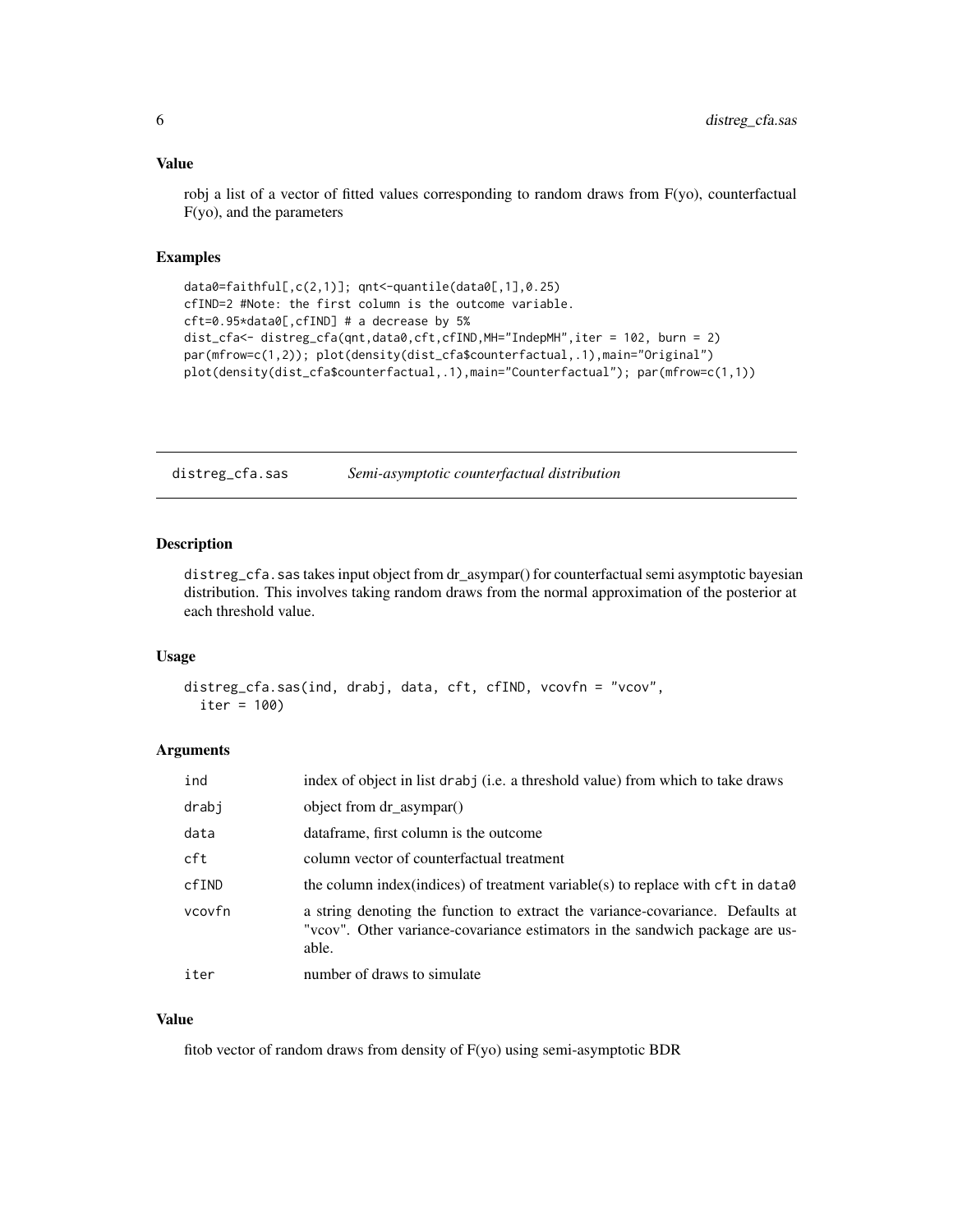## Value

robj a list of a vector of fitted values corresponding to random draws from F(yo), counterfactual F(yo), and the parameters

## Examples

```
data0=faithful[,c(2,1)]; qnt<-quantile(data0[,1],0.25)
cfIND=2 #Note: the first column is the outcome variable.
cft=0.95*data0[,cfIND] # a decrease by 5%
dist_cfa<- distreg_cfa(qnt,data0,cft,cfIND,MH="IndepMH",iter = 102, burn = 2)
par(mfrow=c(1,2)); plot(density(dist_cfa$counterfactual,.1),main="Original")
plot(density(dist_cfa$counterfactual,.1),main="Counterfactual"); par(mfrow=c(1,1))
```

---

# distreg_cfa.sas *Semi-asymptotic counterfactual distribution*

---

## Description

distreg_cfa.sas takes input object from dr_asympar() for counterfactual semi asymptotic bayesian distribution. This involves taking random draws from the normal approximation of the posterior at each threshold value.

## Usage

```
distreg_cfa.sas(ind, drabj, data, cft, cfIND, vcovfn = "vcov",
  iter = 100)
```

## Arguments

| | |
|---|---|
| ind | index of object in list drabj (i.e. a threshold value) from which to take draws |
| drabj | object from dr_asympar() |
| data | dataframe, first column is the outcome |
| cft | column vector of counterfactual treatment |
| cfIND | the column index(indices) of treatment variable(s) to replace with cft in data0 |
| vcovfn | a string denoting the function to extract the variance-covariance. Defaults at "vcov". Other variance-covariance estimators in the sandwich package are usable. |
| iter | number of draws to simulate |

## Value

fitob vector of random draws from density of F(yo) using semi-asymptotic BDR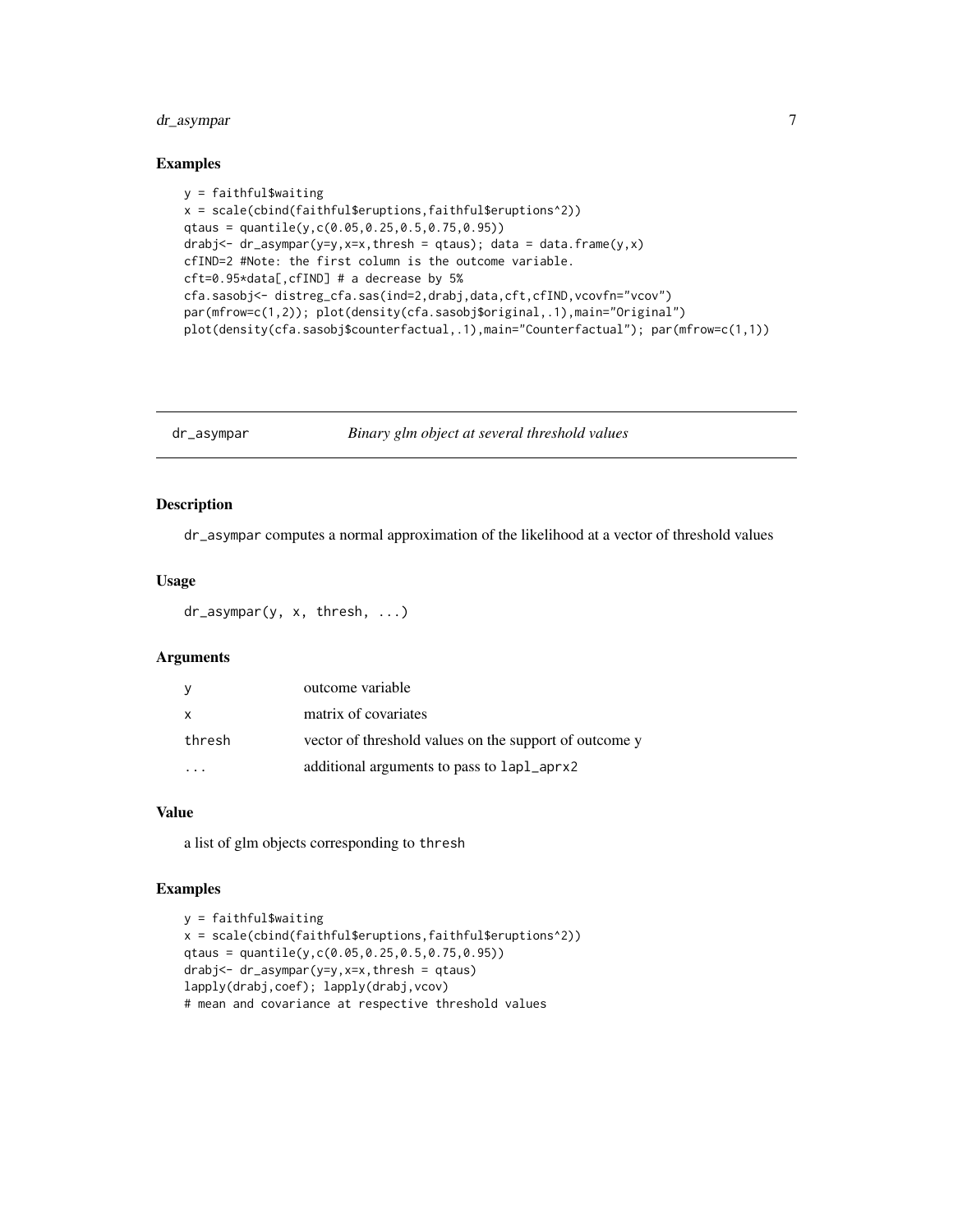### Examples

```
y = faithful$waiting
x = scale(cbind(faithful$eruptions,faithful$eruptions^2))
qtaus = quantile(y,c(0.05,0.25,0.5,0.75,0.95))
drabj<- dr_asympar(y=y,x=x,thresh = qtaus); data = data.frame(y,x)
cfIND=2 #Note: the first column is the outcome variable.
cft=0.95*data[,cfIND] # a decrease by 5%
cfa.sasobj<- distreg_cfa.sas(ind=2,drabj,data,cft,cfIND,vcovfn="vcov")
par(mfrow=c(1,2)); plot(density(cfa.sasobj$original,.1),main="Original")
plot(density(cfa.sasobj$counterfactual,.1),main="Counterfactual"); par(mfrow=c(1,1))
```

---

## dr_asympar — *Binary glm object at several threshold values*

### Description

dr_asympar computes a normal approximation of the likelihood at a vector of threshold values

### Usage

```
dr_asympar(y, x, thresh, ...)
```

### Arguments

| | |
|---|---|
| y | outcome variable |
| x | matrix of covariates |
| thresh | vector of threshold values on the support of outcome y |
| ... | additional arguments to pass to lapl_aprx2 |

### Value

a list of glm objects corresponding to thresh

### Examples

```
y = faithful$waiting
x = scale(cbind(faithful$eruptions,faithful$eruptions^2))
qtaus = quantile(y,c(0.05,0.25,0.5,0.75,0.95))
drabj<- dr_asympar(y=y,x=x,thresh = qtaus)
lapply(drabj,coef); lapply(drabj,vcov)
# mean and covariance at respective threshold values
```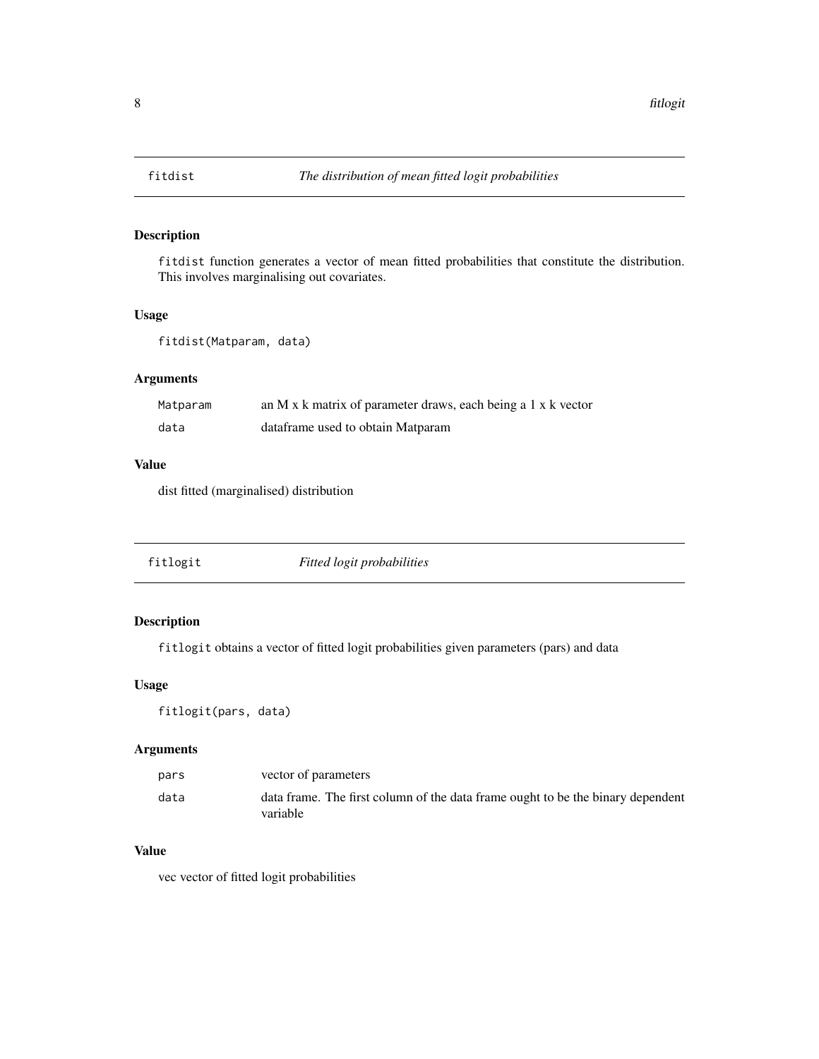## fitdist *The distribution of mean fitted logit probabilities*

### Description

fitdist function generates a vector of mean fitted probabilities that constitute the distribution. This involves marginalising out covariates.

### Usage

```
fitdist(Matparam, data)
```

### Arguments

| | |
|---|---|
| Matparam | an M x k matrix of parameter draws, each being a 1 x k vector |
| data | dataframe used to obtain Matparam |

### Value

dist fitted (marginalised) distribution

## fitlogit *Fitted logit probabilities*

### Description

fitlogit obtains a vector of fitted logit probabilities given parameters (pars) and data

### Usage

```
fitlogit(pars, data)
```

### Arguments

| | |
|---|---|
| pars | vector of parameters |
| data | data frame. The first column of the data frame ought to be the binary dependent variable |

### Value

vec vector of fitted logit probabilities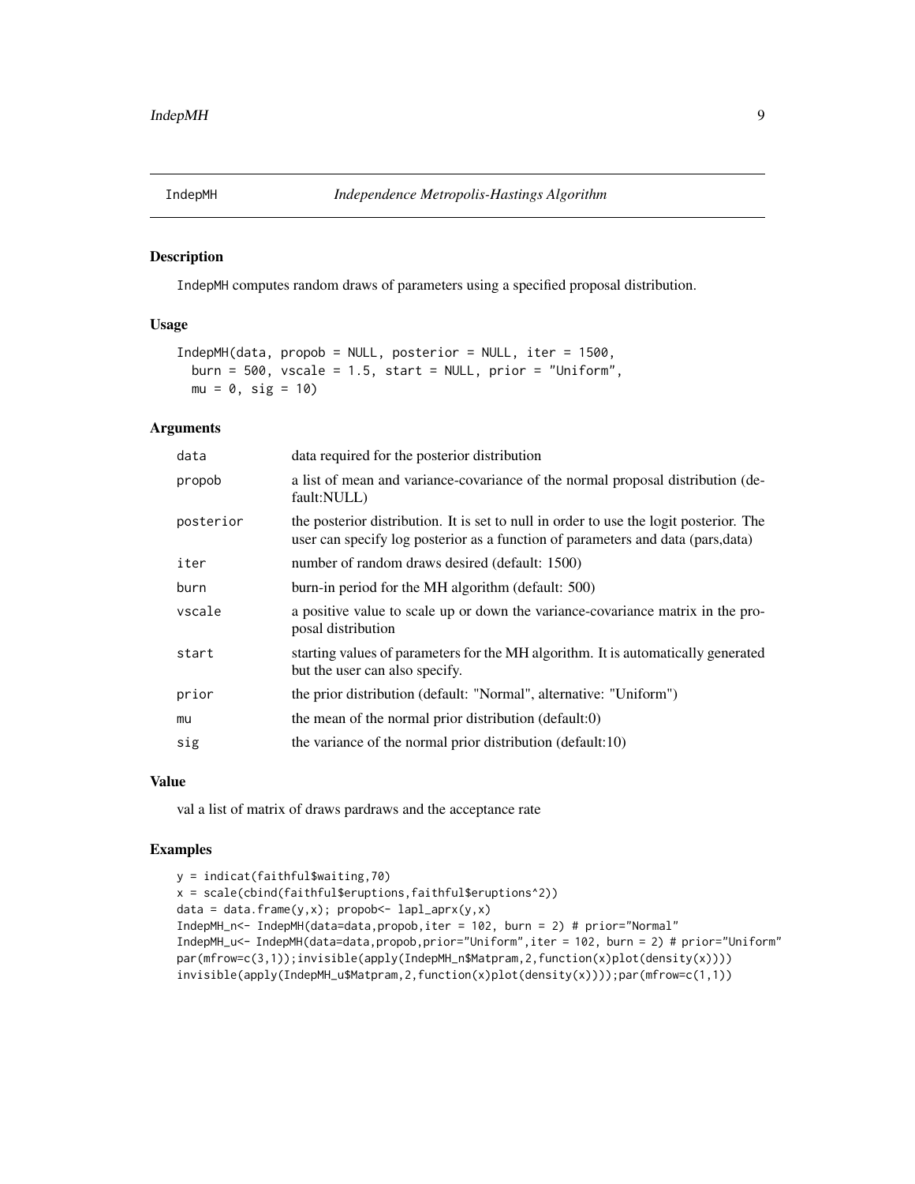# IndepMH — *Independence Metropolis-Hastings Algorithm*

## Description

IndepMH computes random draws of parameters using a specified proposal distribution.

## Usage

```
IndepMH(data, propob = NULL, posterior = NULL, iter = 1500,
  burn = 500, vscale = 1.5, start = NULL, prior = "Uniform",
  mu = 0, sig = 10)
```

## Arguments

| Argument | Description |
|---|---|
| data | data required for the posterior distribution |
| propob | a list of mean and variance-covariance of the normal proposal distribution (default:NULL) |
| posterior | the posterior distribution. It is set to null in order to use the logit posterior. The user can specify log posterior as a function of parameters and data (pars,data) |
| iter | number of random draws desired (default: 1500) |
| burn | burn-in period for the MH algorithm (default: 500) |
| vscale | a positive value to scale up or down the variance-covariance matrix in the proposal distribution |
| start | starting values of parameters for the MH algorithm. It is automatically generated but the user can also specify. |
| prior | the prior distribution (default: "Normal", alternative: "Uniform") |
| mu | the mean of the normal prior distribution (default:0) |
| sig | the variance of the normal prior distribution (default:10) |

## Value

val a list of matrix of draws pardraws and the acceptance rate

## Examples

```
y = indicat(faithful$waiting,70)
x = scale(cbind(faithful$eruptions,faithful$eruptions^2))
data = data.frame(y,x); propob<- lapl_aprx(y,x)
IndepMH_n<- IndepMH(data=data,propob,iter = 102, burn = 2) # prior="Normal"
IndepMH_u<- IndepMH(data=data,propob,prior="Uniform",iter = 102, burn = 2) # prior="Uniform"
par(mfrow=c(3,1));invisible(apply(IndepMH_n$Matpram,2,function(x)plot(density(x))))
invisible(apply(IndepMH_u$Matpram,2,function(x)plot(density(x))));par(mfrow=c(1,1))
```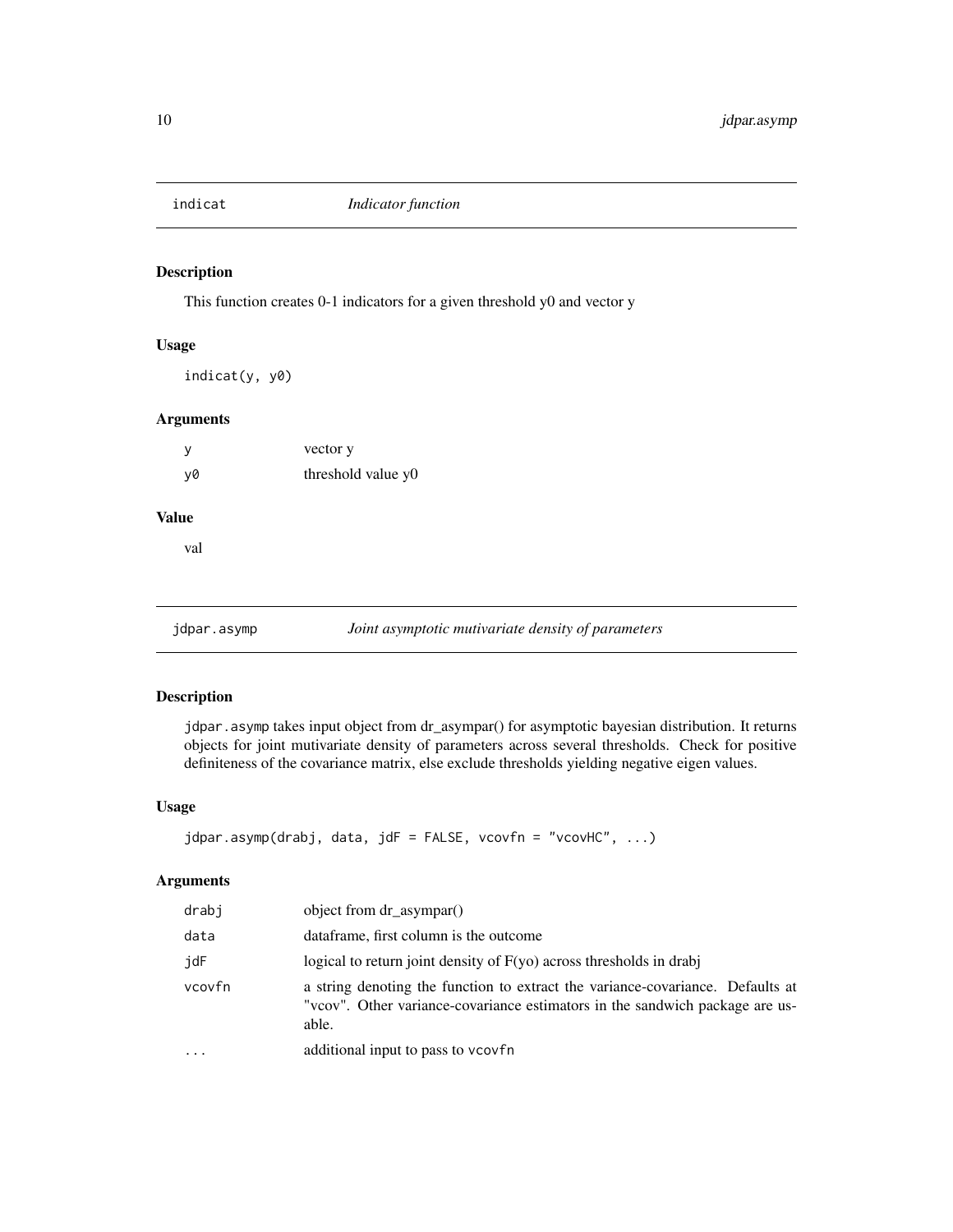## indicat *Indicator function*

### Description

This function creates 0-1 indicators for a given threshold y0 and vector y

### Usage

```
indicat(y, y0)
```

### Arguments

| | |
|---|---|
| y | vector y |
| y0 | threshold value y0 |

### Value

val

## jdpar.asymp *Joint asymptotic mutivariate density of parameters*

### Description

jdpar.asymp takes input object from dr_asympar() for asymptotic bayesian distribution. It returns objects for joint mutivariate density of parameters across several thresholds. Check for positive definiteness of the covariance matrix, else exclude thresholds yielding negative eigen values.

### Usage

```
jdpar.asymp(drabj, data, jdF = FALSE, vcovfn = "vcovHC", ...)
```

### Arguments

| | |
|---|---|
| drabj | object from dr_asympar() |
| data | dataframe, first column is the outcome |
| jdF | logical to return joint density of F(yo) across thresholds in drabj |
| vcovfn | a string denoting the function to extract the variance-covariance. Defaults at "vcov". Other variance-covariance estimators in the sandwich package are usable. |
| ... | additional input to pass to vcovfn |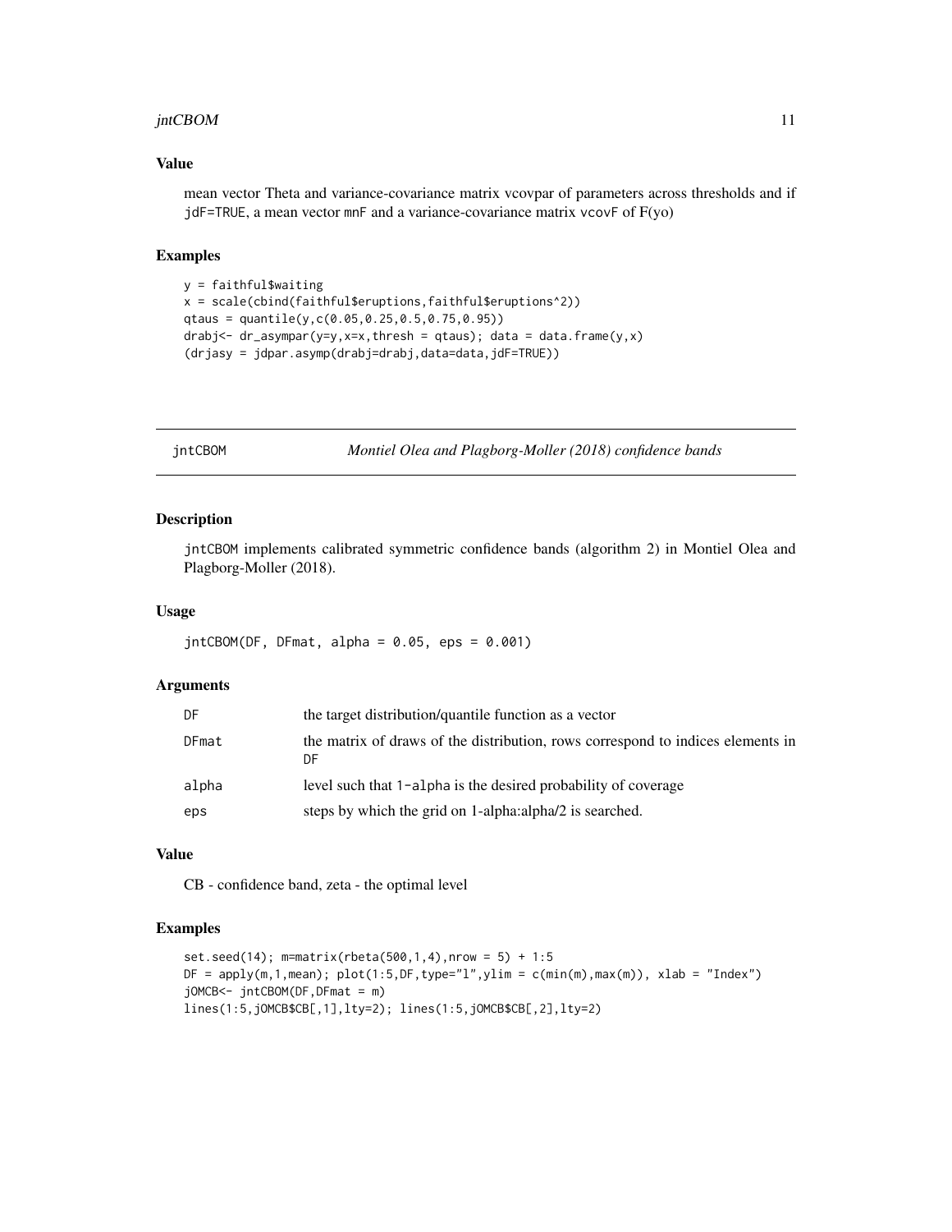### Value

mean vector Theta and variance-covariance matrix vcovpar of parameters across thresholds and if jdF=TRUE, a mean vector mnF and a variance-covariance matrix vcovF of F(yo)

### Examples

```
y = faithful$waiting
x = scale(cbind(faithful$eruptions,faithful$eruptions^2))
qtaus = quantile(y,c(0.05,0.25,0.5,0.75,0.95))
drabj<- dr_asympar(y=y,x=x,thresh = qtaus); data = data.frame(y,x)
(drjasy = jdpar.asymp(drabj=drabj,data=data,jdF=TRUE))
```

---

## jntCBOM — *Montiel Olea and Plagborg-Moller (2018) confidence bands*

### Description

jntCBOM implements calibrated symmetric confidence bands (algorithm 2) in Montiel Olea and Plagborg-Moller (2018).

### Usage

```
jntCBOM(DF, DFmat, alpha = 0.05, eps = 0.001)
```

### Arguments

| | |
|---|---|
| DF | the target distribution/quantile function as a vector |
| DFmat | the matrix of draws of the distribution, rows correspond to indices elements in DF |
| alpha | level such that 1-alpha is the desired probability of coverage |
| eps | steps by which the grid on 1-alpha:alpha/2 is searched. |

### Value

CB - confidence band, zeta - the optimal level

### Examples

```
set.seed(14); m=matrix(rbeta(500,1,4),nrow = 5) + 1:5
DF = apply(m,1,mean); plot(1:5,DF,type="l",ylim = c(min(m),max(m)), xlab = "Index")
jOMCB<- jntCBOM(DF,DFmat = m)
lines(1:5,jOMCB$CB[,1],lty=2); lines(1:5,jOMCB$CB[,2],lty=2)
```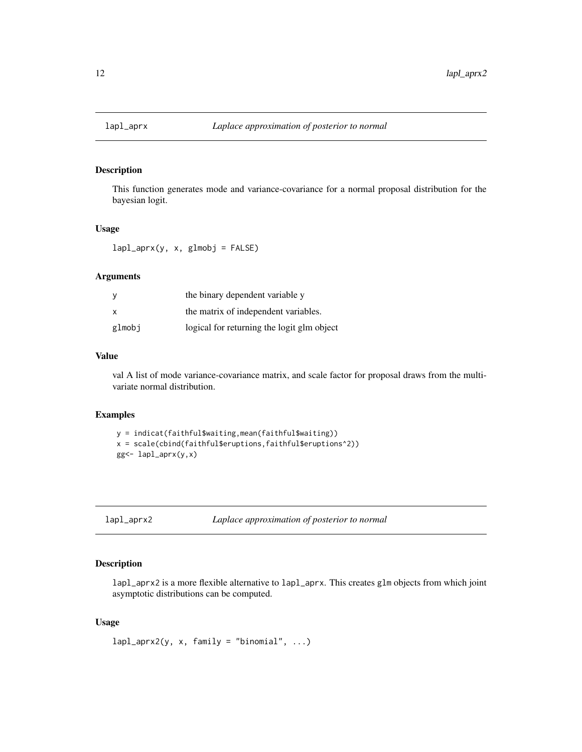## lapl_aprx *Laplace approximation of posterior to normal*

### Description

This function generates mode and variance-covariance for a normal proposal distribution for the bayesian logit.

### Usage

```
lapl_aprx(y, x, glmobj = FALSE)
```

### Arguments

| | |
|---|---|
| y | the binary dependent variable y |
| x | the matrix of independent variables. |
| glmobj | logical for returning the logit glm object |

### Value

val A list of mode variance-covariance matrix, and scale factor for proposal draws from the multivariate normal distribution.

### Examples

```
y = indicat(faithful$waiting,mean(faithful$waiting))
x = scale(cbind(faithful$eruptions,faithful$eruptions^2))
gg<- lapl_aprx(y,x)
```

## lapl_aprx2 *Laplace approximation of posterior to normal*

### Description

`lapl_aprx2` is a more flexible alternative to `lapl_aprx`. This creates `glm` objects from which joint asymptotic distributions can be computed.

### Usage

```
lapl_aprx2(y, x, family = "binomial", ...)
```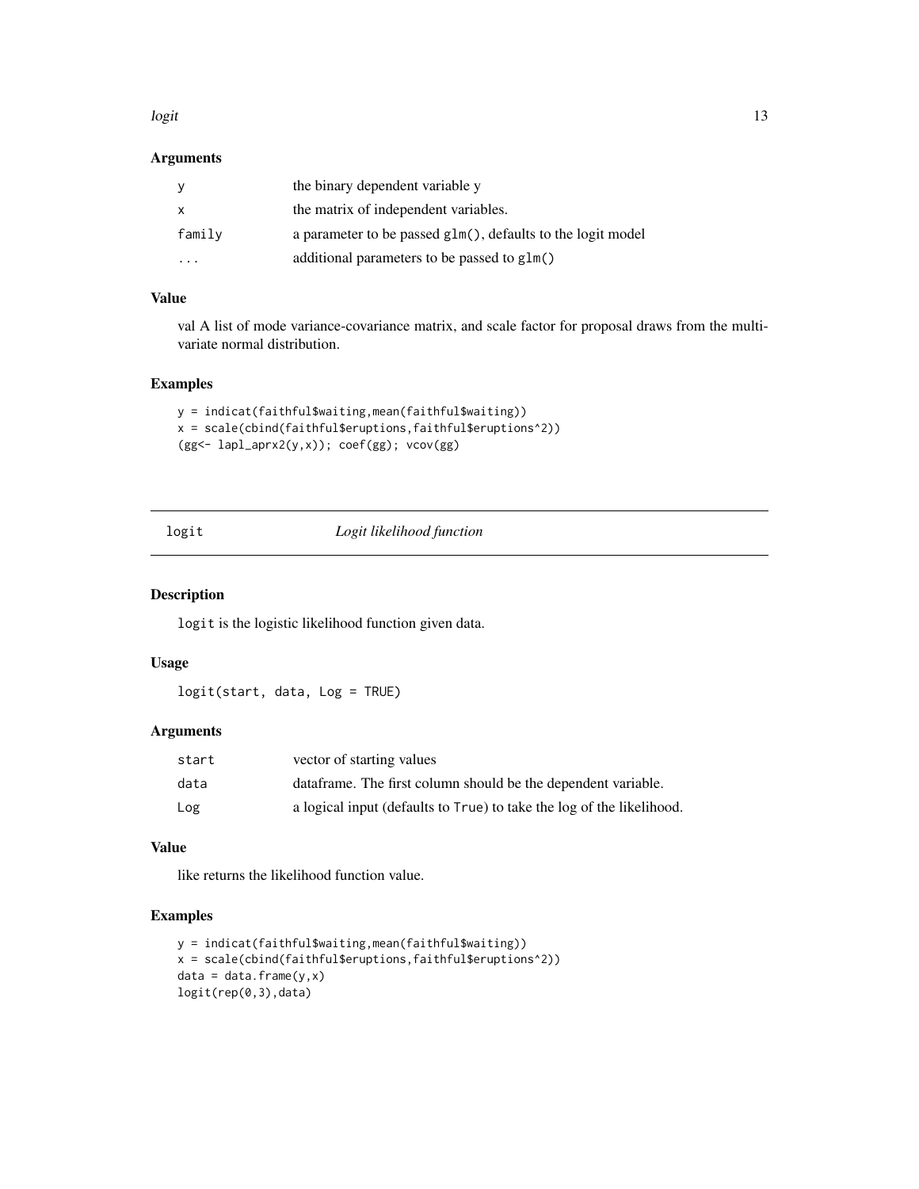## Arguments

| | |
|---|---|
| y | the binary dependent variable y |
| x | the matrix of independent variables. |
| family | a parameter to be passed glm(), defaults to the logit model |
| ... | additional parameters to be passed to glm() |

## Value

val A list of mode variance-covariance matrix, and scale factor for proposal draws from the multivariate normal distribution.

## Examples

```
y = indicat(faithful$waiting,mean(faithful$waiting))
x = scale(cbind(faithful$eruptions,faithful$eruptions^2))
(gg<- lapl_aprx2(y,x)); coef(gg); vcov(gg)
```

---

# logit — *Logit likelihood function*

## Description

logit is the logistic likelihood function given data.

## Usage

```
logit(start, data, Log = TRUE)
```

## Arguments

| | |
|---|---|
| start | vector of starting values |
| data | dataframe. The first column should be the dependent variable. |
| Log | a logical input (defaults to True) to take the log of the likelihood. |

## Value

like returns the likelihood function value.

## Examples

```
y = indicat(faithful$waiting,mean(faithful$waiting))
x = scale(cbind(faithful$eruptions,faithful$eruptions^2))
data = data.frame(y,x)
logit(rep(0,3),data)
```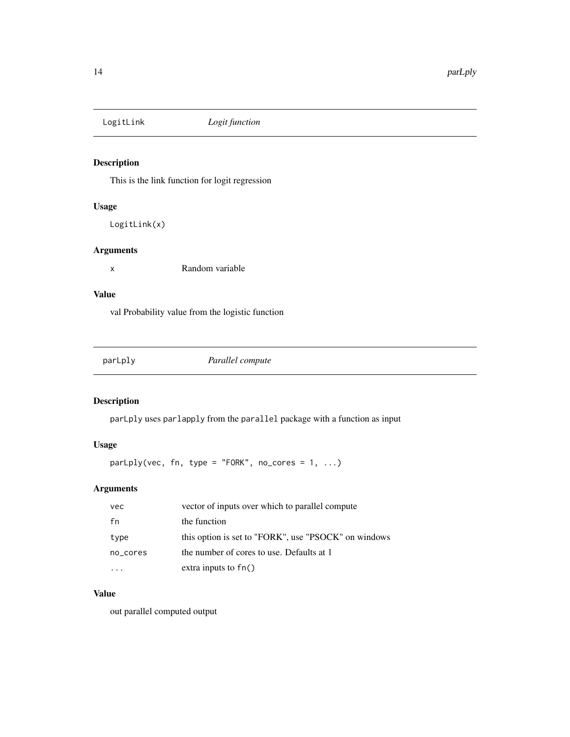## LogitLink — *Logit function*

### Description

This is the link function for logit regression

### Usage

```
LogitLink(x)
```

### Arguments

| | |
|---|---|
| `x` | Random variable |

### Value

val Probability value from the logistic function

## parLply — *Parallel compute*

### Description

`parLply` uses `parlapply` from the `parallel` package with a function as input

### Usage

```
parLply(vec, fn, type = "FORK", no_cores = 1, ...)
```

### Arguments

| | |
|---|---|
| `vec` | vector of inputs over which to parallel compute |
| `fn` | the function |
| `type` | this option is set to "FORK", use "PSOCK" on windows |
| `no_cores` | the number of cores to use. Defaults at 1 |
| `...` | extra inputs to `fn()` |

### Value

out parallel computed output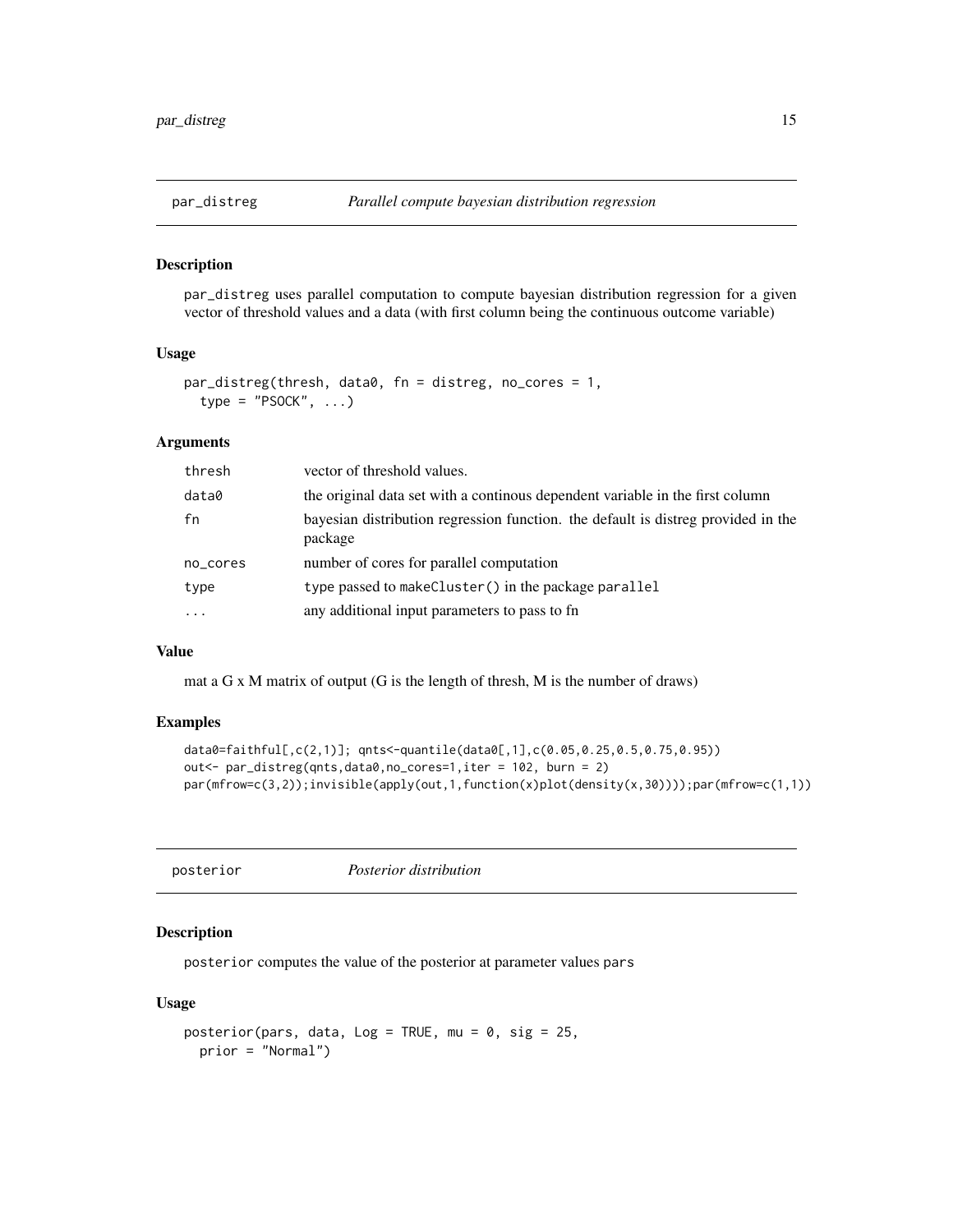## par_distreg — *Parallel compute bayesian distribution regression*

### Description

`par_distreg` uses parallel computation to compute bayesian distribution regression for a given vector of threshold values and a data (with first column being the continuous outcome variable)

### Usage

```
par_distreg(thresh, data0, fn = distreg, no_cores = 1,
  type = "PSOCK", ...)
```

### Arguments

| Argument | Description |
|---|---|
| `thresh` | vector of threshold values. |
| `data0` | the original data set with a continous dependent variable in the first column |
| `fn` | bayesian distribution regression function. the default is distreg provided in the package |
| `no_cores` | number of cores for parallel computation |
| `type` | type passed to `makeCluster()` in the package `parallel` |
| `...` | any additional input parameters to pass to fn |

### Value

mat a G x M matrix of output (G is the length of thresh, M is the number of draws)

### Examples

```
data0=faithful[,c(2,1)]; qnts<-quantile(data0[,1],c(0.05,0.25,0.5,0.75,0.95))
out<- par_distreg(qnts,data0,no_cores=1,iter = 102, burn = 2)
par(mfrow=c(3,2));invisible(apply(out,1,function(x)plot(density(x,30))));par(mfrow=c(1,1))
```

## posterior — *Posterior distribution*

### Description

`posterior` computes the value of the posterior at parameter values `pars`

### Usage

```
posterior(pars, data, Log = TRUE, mu = 0, sig = 25,
  prior = "Normal")
```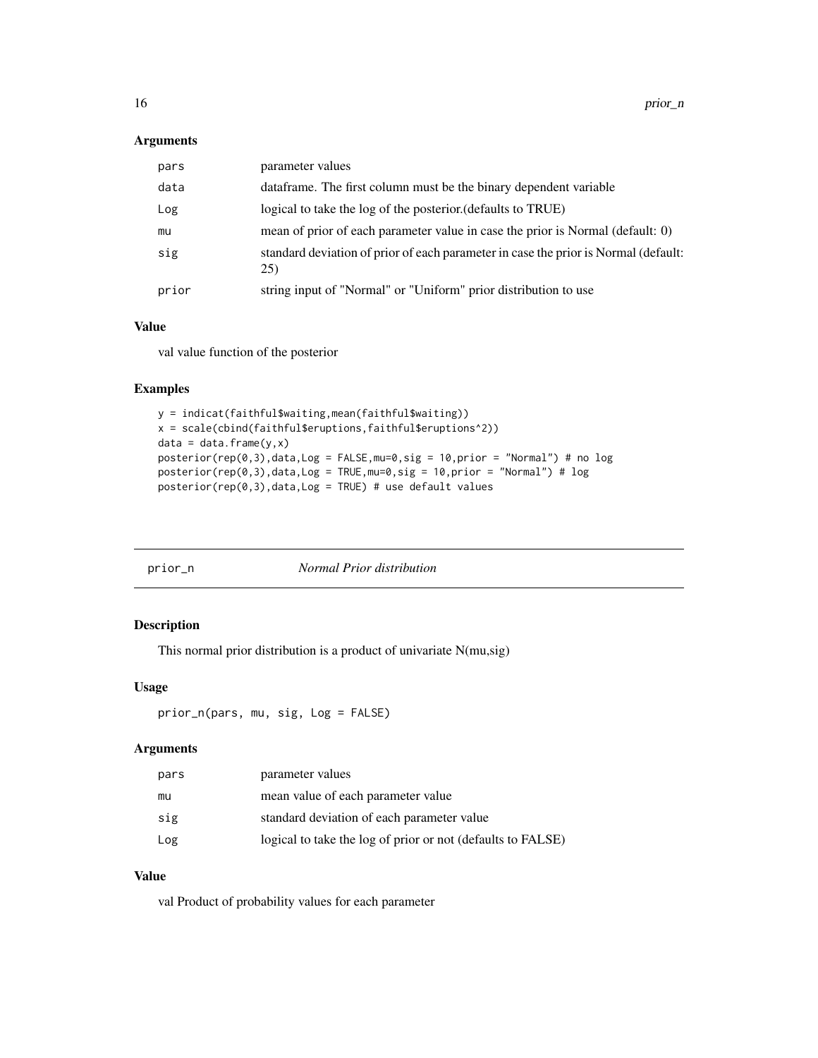### Arguments

| | |
|---|---|
| pars | parameter values |
| data | dataframe. The first column must be the binary dependent variable |
| Log | logical to take the log of the posterior.(defaults to TRUE) |
| mu | mean of prior of each parameter value in case the prior is Normal (default: 0) |
| sig | standard deviation of prior of each parameter in case the prior is Normal (default: 25) |
| prior | string input of "Normal" or "Uniform" prior distribution to use |

### Value

val value function of the posterior

### Examples

```
y = indicat(faithful$waiting,mean(faithful$waiting))
x = scale(cbind(faithful$eruptions,faithful$eruptions^2))
data = data.frame(y,x)
posterior(rep(0,3),data,Log = FALSE,mu=0,sig = 10,prior = "Normal") # no log
posterior(rep(0,3),data,Log = TRUE,mu=0,sig = 10,prior = "Normal") # log
posterior(rep(0,3),data,Log = TRUE) # use default values
```

---

## prior_n *Normal Prior distribution*

### Description

This normal prior distribution is a product of univariate N(mu,sig)

### Usage

```
prior_n(pars, mu, sig, Log = FALSE)
```

### Arguments

| | |
|---|---|
| pars | parameter values |
| mu | mean value of each parameter value |
| sig | standard deviation of each parameter value |
| Log | logical to take the log of prior or not (defaults to FALSE) |

### Value

val Product of probability values for each parameter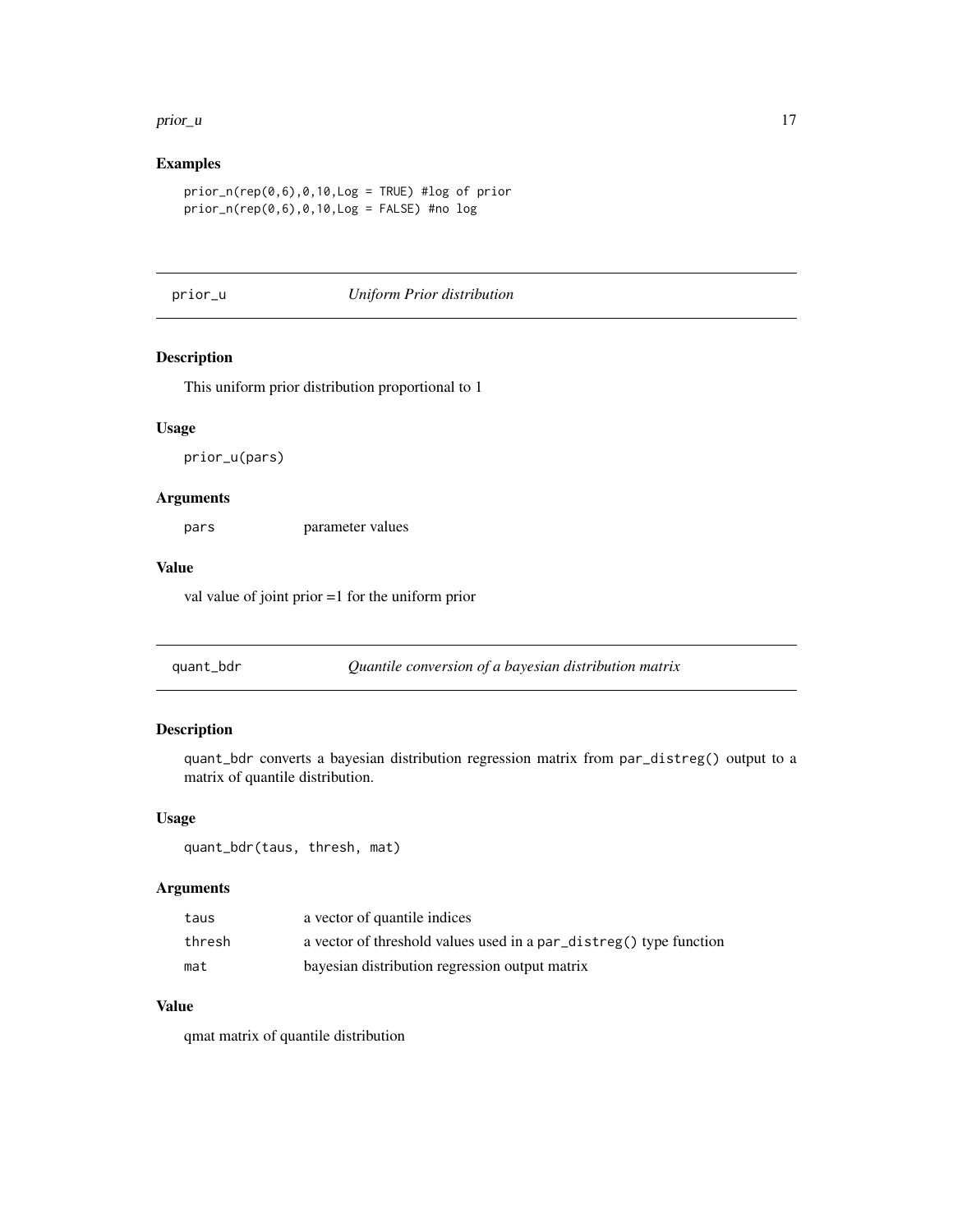## Examples

```
prior_n(rep(0,6),0,10,Log = TRUE) #log of prior
prior_n(rep(0,6),0,10,Log = FALSE) #no log
```

---

# prior_u    *Uniform Prior distribution*

---

### Description

This uniform prior distribution proportional to 1

### Usage

```
prior_u(pars)
```

### Arguments

| | |
|---|---|
| pars | parameter values |

### Value

val value of joint prior =1 for the uniform prior

---

# quant_bdr    *Quantile conversion of a bayesian distribution matrix*

---

### Description

quant_bdr converts a bayesian distribution regression matrix from par_distreg() output to a matrix of quantile distribution.

### Usage

```
quant_bdr(taus, thresh, mat)
```

### Arguments

| | |
|---|---|
| taus | a vector of quantile indices |
| thresh | a vector of threshold values used in a par_distreg() type function |
| mat | bayesian distribution regression output matrix |

### Value

qmat matrix of quantile distribution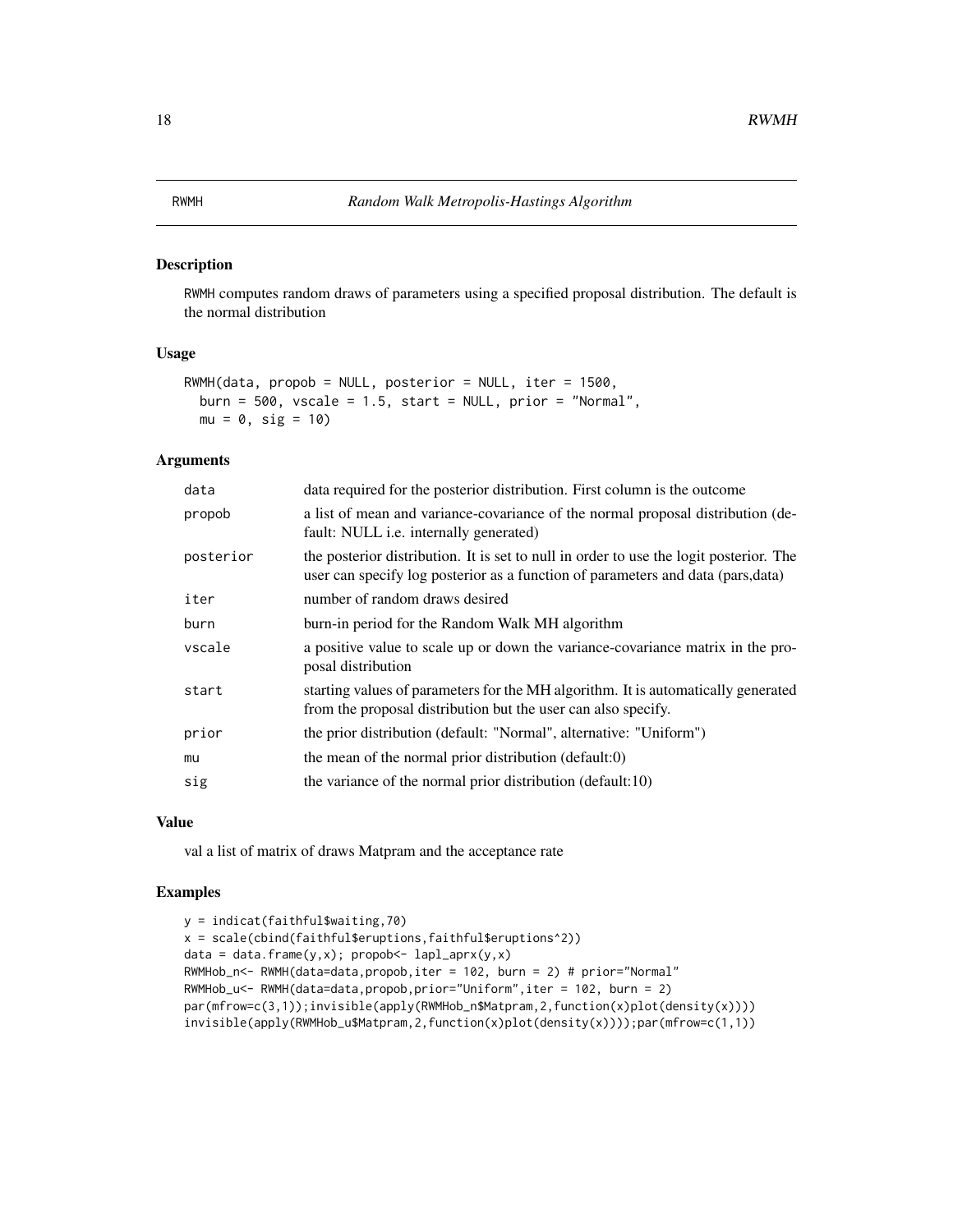# RWMH — *Random Walk Metropolis-Hastings Algorithm*

## Description

RWMH computes random draws of parameters using a specified proposal distribution. The default is the normal distribution

## Usage

```
RWMH(data, propob = NULL, posterior = NULL, iter = 1500,
  burn = 500, vscale = 1.5, start = NULL, prior = "Normal",
  mu = 0, sig = 10)
```

## Arguments

| Argument | Description |
|---|---|
| data | data required for the posterior distribution. First column is the outcome |
| propob | a list of mean and variance-covariance of the normal proposal distribution (default: NULL i.e. internally generated) |
| posterior | the posterior distribution. It is set to null in order to use the logit posterior. The user can specify log posterior as a function of parameters and data (pars,data) |
| iter | number of random draws desired |
| burn | burn-in period for the Random Walk MH algorithm |
| vscale | a positive value to scale up or down the variance-covariance matrix in the proposal distribution |
| start | starting values of parameters for the MH algorithm. It is automatically generated from the proposal distribution but the user can also specify. |
| prior | the prior distribution (default: "Normal", alternative: "Uniform") |
| mu | the mean of the normal prior distribution (default:0) |
| sig | the variance of the normal prior distribution (default:10) |

## Value

val a list of matrix of draws Matpram and the acceptance rate

## Examples

```
y = indicat(faithful$waiting,70)
x = scale(cbind(faithful$eruptions,faithful$eruptions^2))
data = data.frame(y,x); propob<- lapl_aprx(y,x)
RWMHob_n<- RWMH(data=data,propob,iter = 102, burn = 2) # prior="Normal"
RWMHob_u<- RWMH(data=data,propob,prior="Uniform",iter = 102, burn = 2)
par(mfrow=c(3,1));invisible(apply(RWMHob_n$Matpram,2,function(x)plot(density(x))))
invisible(apply(RWMHob_u$Matpram,2,function(x)plot(density(x))));par(mfrow=c(1,1))
```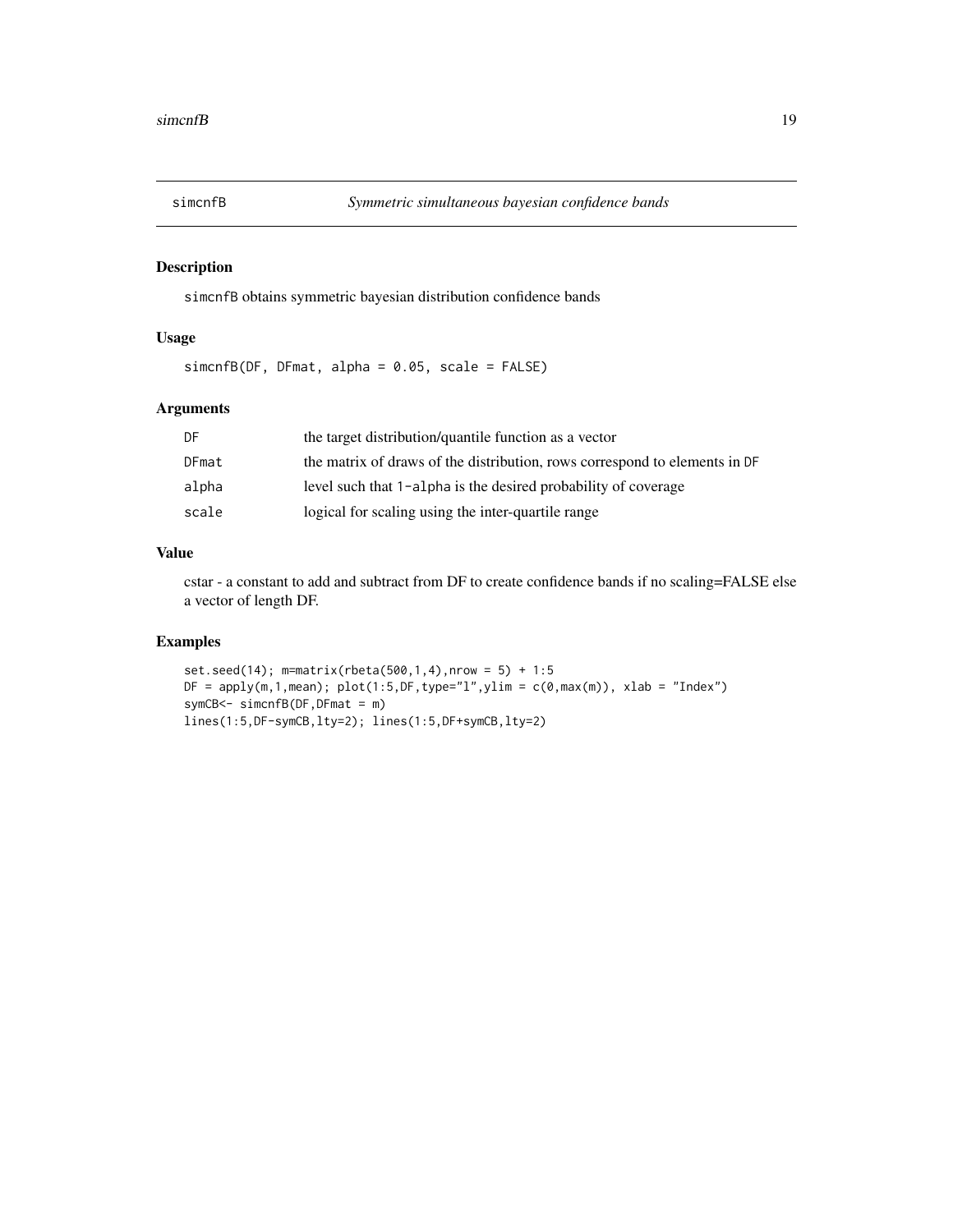# simcnfB — *Symmetric simultaneous bayesian confidence bands*

## Description

simcnfB obtains symmetric bayesian distribution confidence bands

## Usage

```
simcnfB(DF, DFmat, alpha = 0.05, scale = FALSE)
```

## Arguments

| | |
|---|---|
| DF | the target distribution/quantile function as a vector |
| DFmat | the matrix of draws of the distribution, rows correspond to elements in DF |
| alpha | level such that 1-alpha is the desired probability of coverage |
| scale | logical for scaling using the inter-quartile range |

## Value

cstar - a constant to add and subtract from DF to create confidence bands if no scaling=FALSE else a vector of length DF.

## Examples

```
set.seed(14); m=matrix(rbeta(500,1,4),nrow = 5) + 1:5
DF = apply(m,1,mean); plot(1:5,DF,type="l",ylim = c(0,max(m)), xlab = "Index")
symCB<- simcnfB(DF,DFmat = m)
lines(1:5,DF-symCB,lty=2); lines(1:5,DF+symCB,lty=2)
```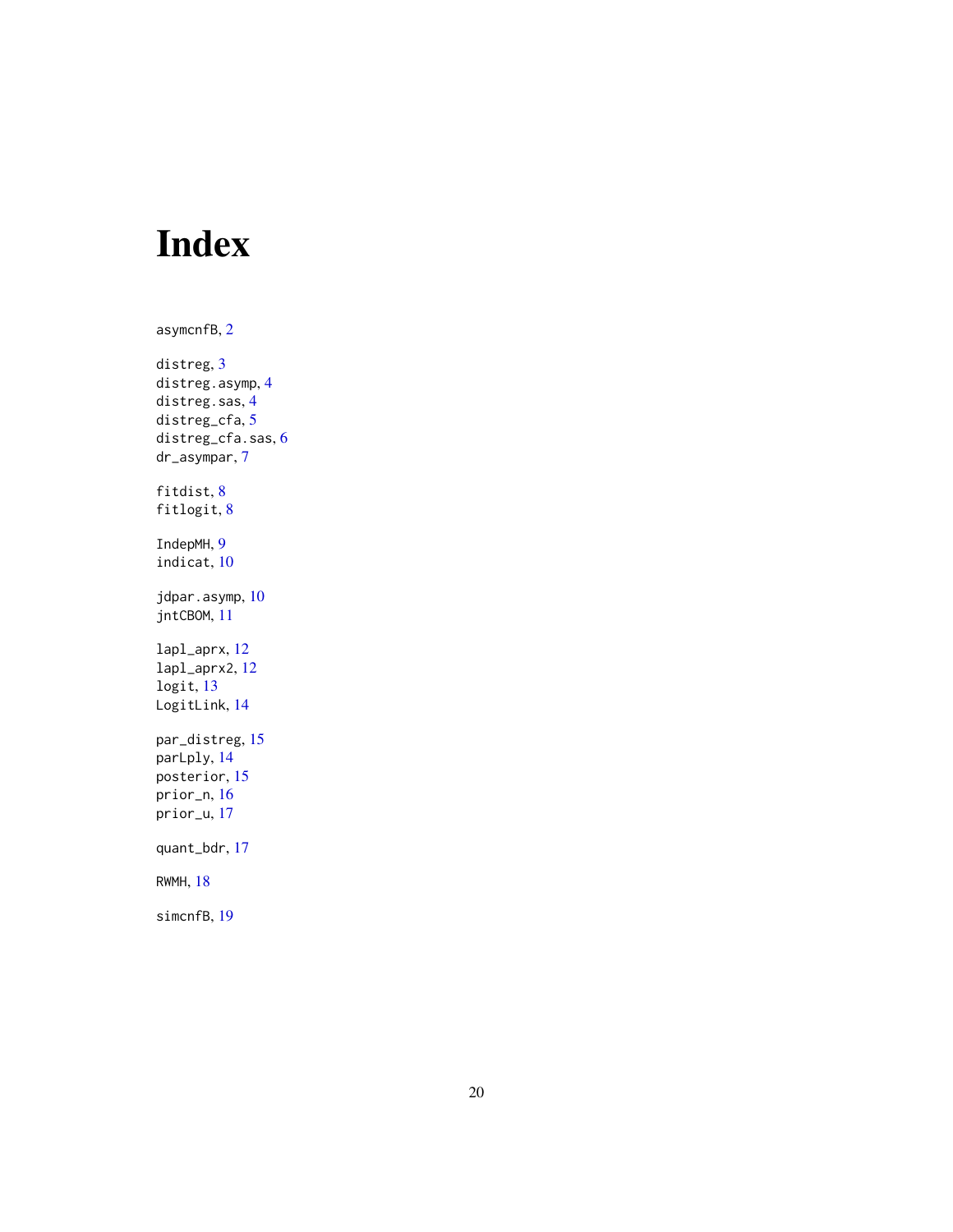# Index

asymcnfB, 2

distreg, 3
distreg.asymp, 4
distreg.sas, 4
distreg_cfa, 5
distreg_cfa.sas, 6
dr_asympar, 7

fitdist, 8
fitlogit, 8

IndepMH, 9
indicat, 10

jdpar.asymp, 10
jntCBOM, 11

lapl_aprx, 12
lapl_aprx2, 12
logit, 13
LogitLink, 14

par_distreg, 15
parLply, 14
posterior, 15
prior_n, 16
prior_u, 17

quant_bdr, 17

RWMH, 18

simcnfB, 19